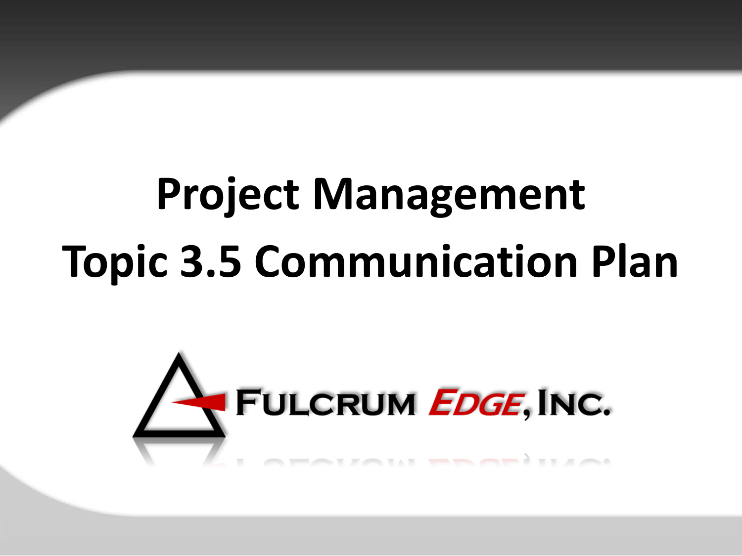# Project Management
# Topic 3.5 Communication Plan

FULCRUM EDGE, INC.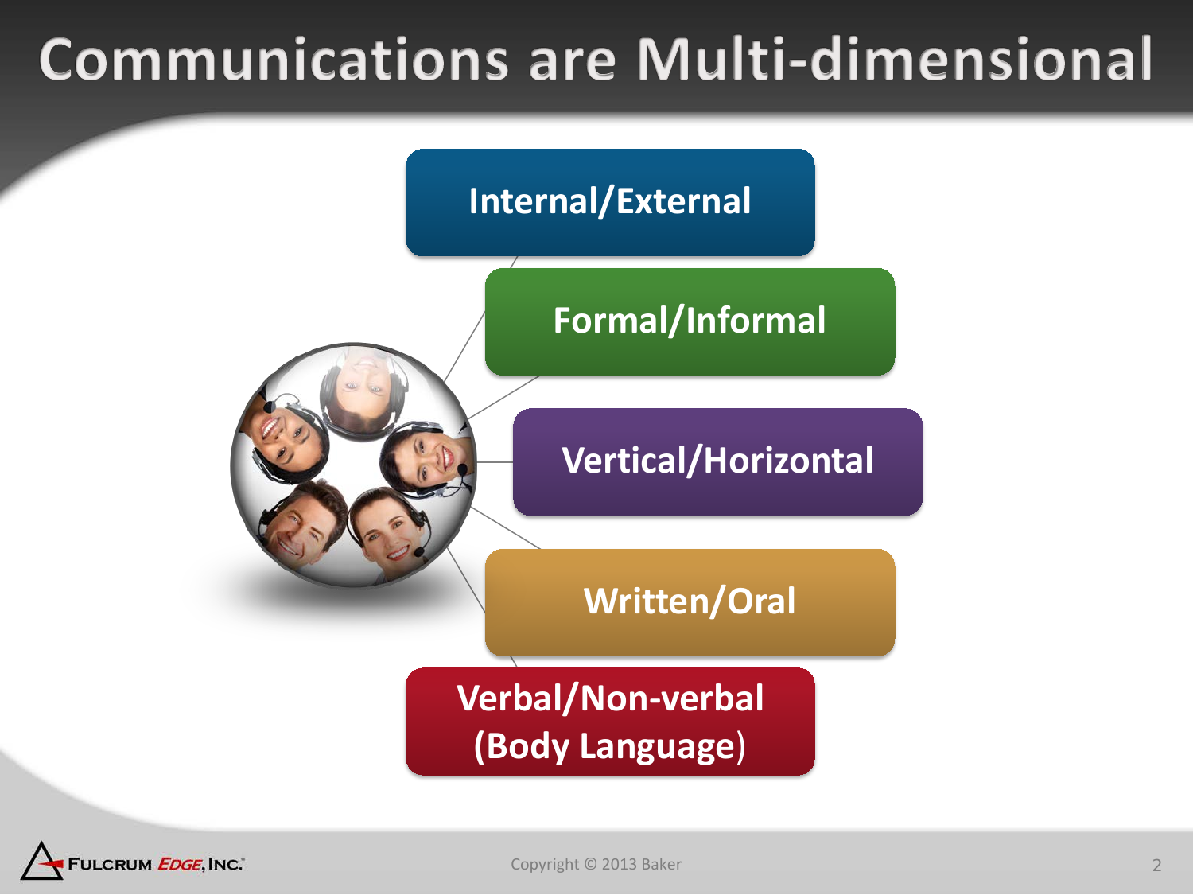# Communications are Multi-dimensional

- Internal/External
- Formal/Informal
- Vertical/Horizontal
- Written/Oral
- Verbal/Non-verbal (Body Language)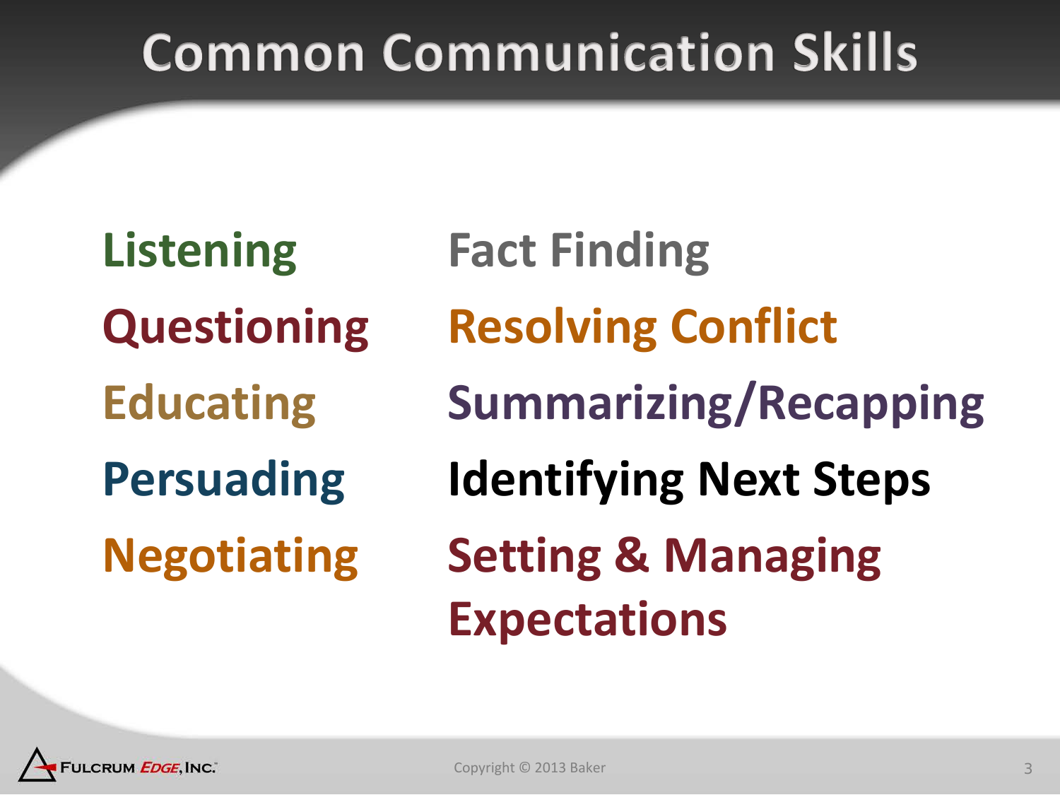# Common Communication Skills

- Listening
- Questioning
- Educating
- Persuading
- Negotiating
- Fact Finding
- Resolving Conflict
- Summarizing/Recapping
- Identifying Next Steps
- Setting & Managing Expectations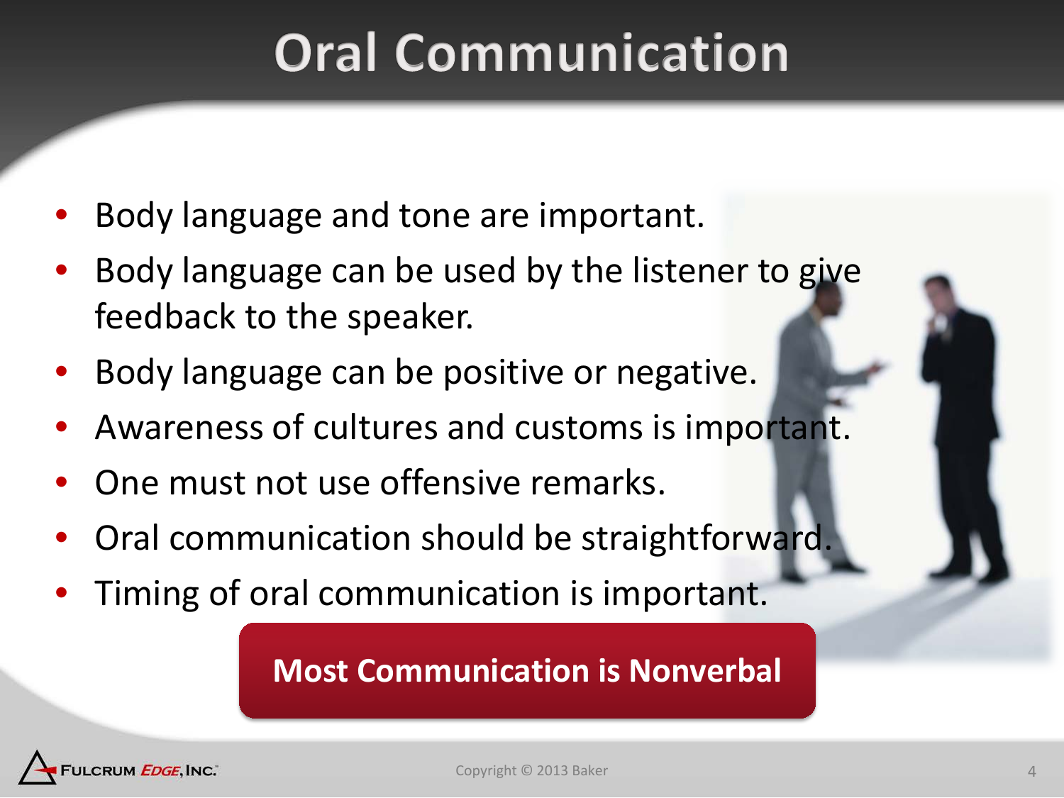# Oral Communication

- Body language and tone are important.
- Body language can be used by the listener to give feedback to the speaker.
- Body language can be positive or negative.
- Awareness of cultures and customs is important.
- One must not use offensive remarks.
- Oral communication should be straightforward.
- Timing of oral communication is important.

**Most Communication is Nonverbal**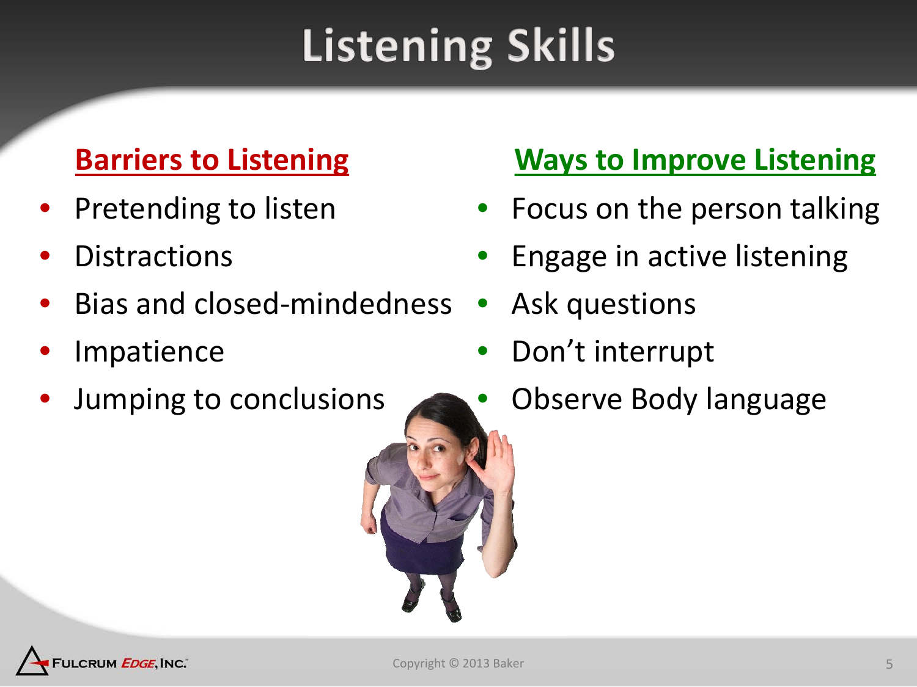# Listening Skills

## Barriers to Listening

- Pretending to listen
- Distractions
- Bias and closed-mindedness
- Impatience
- Jumping to conclusions

## Ways to Improve Listening

- Focus on the person talking
- Engage in active listening
- Ask questions
- Don't interrupt
- Observe Body language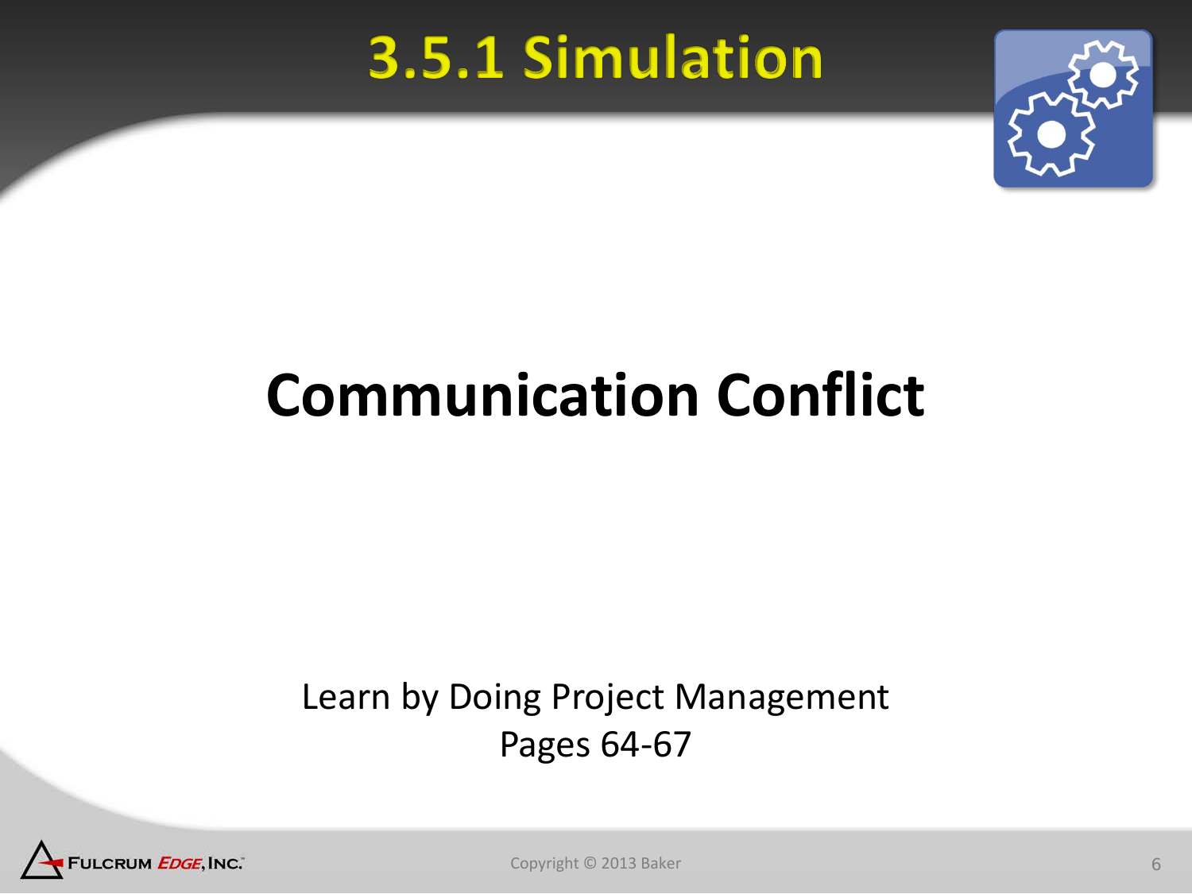# 3.5.1 Simulation

## Communication Conflict

Learn by Doing Project Management
Pages 64-67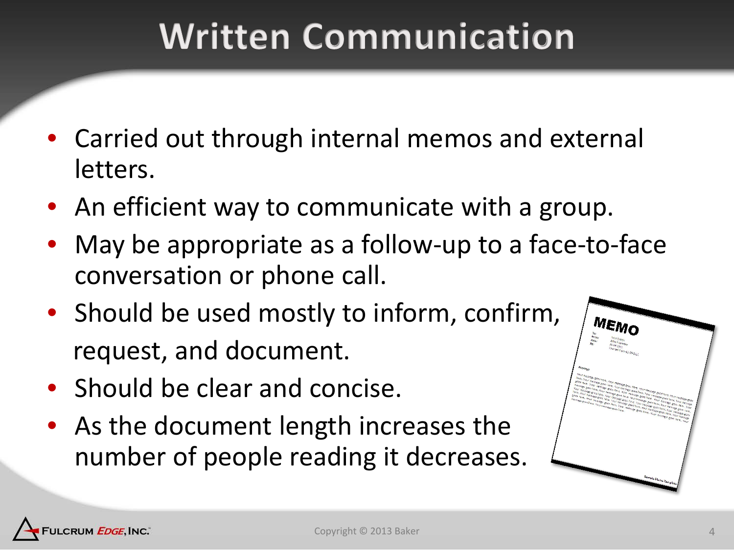# Written Communication

- Carried out through internal memos and external letters.
- An efficient way to communicate with a group.
- May be appropriate as a follow-up to a face-to-face conversation or phone call.
- Should be used mostly to inform, confirm, request, and document.
- Should be clear and concise.
- As the document length increases the number of people reading it decreases.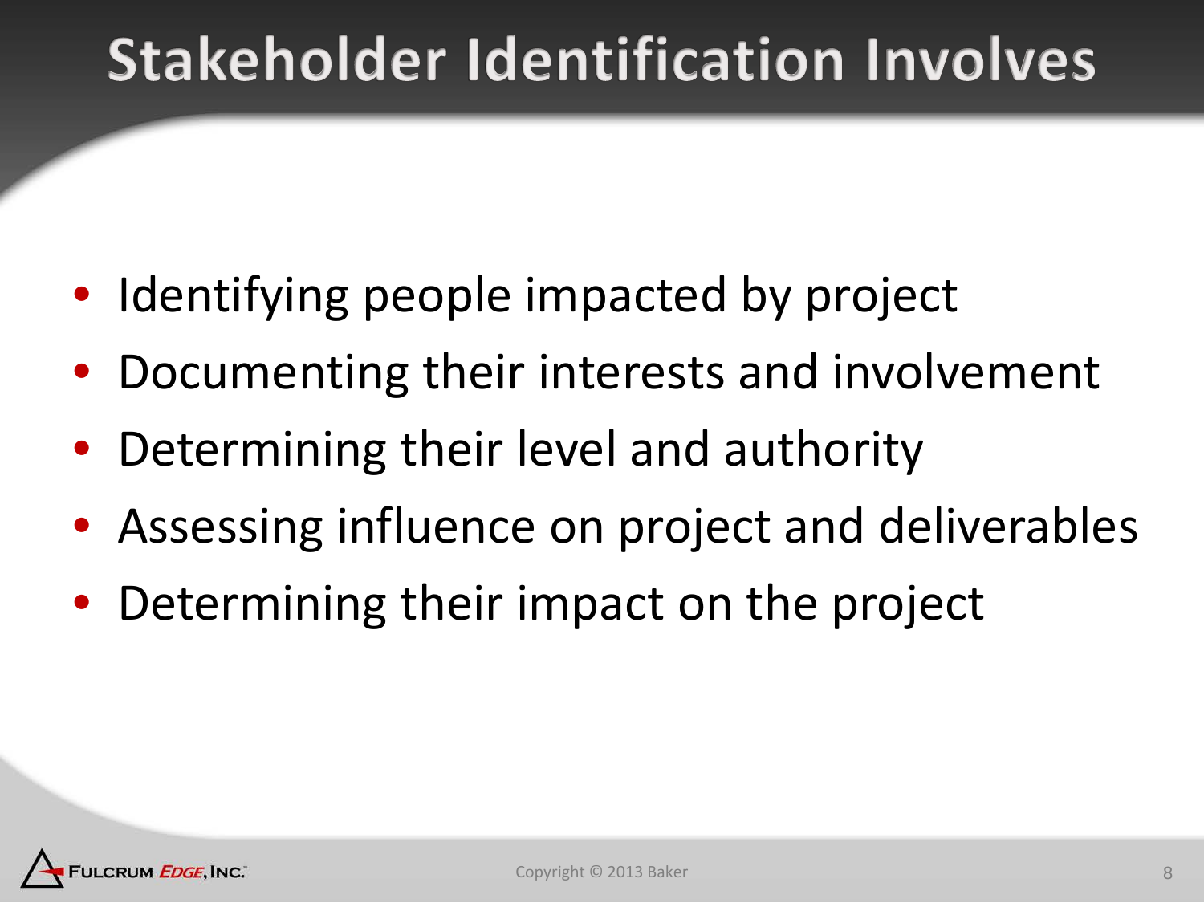# Stakeholder Identification Involves

- Identifying people impacted by project
- Documenting their interests and involvement
- Determining their level and authority
- Assessing influence on project and deliverables
- Determining their impact on the project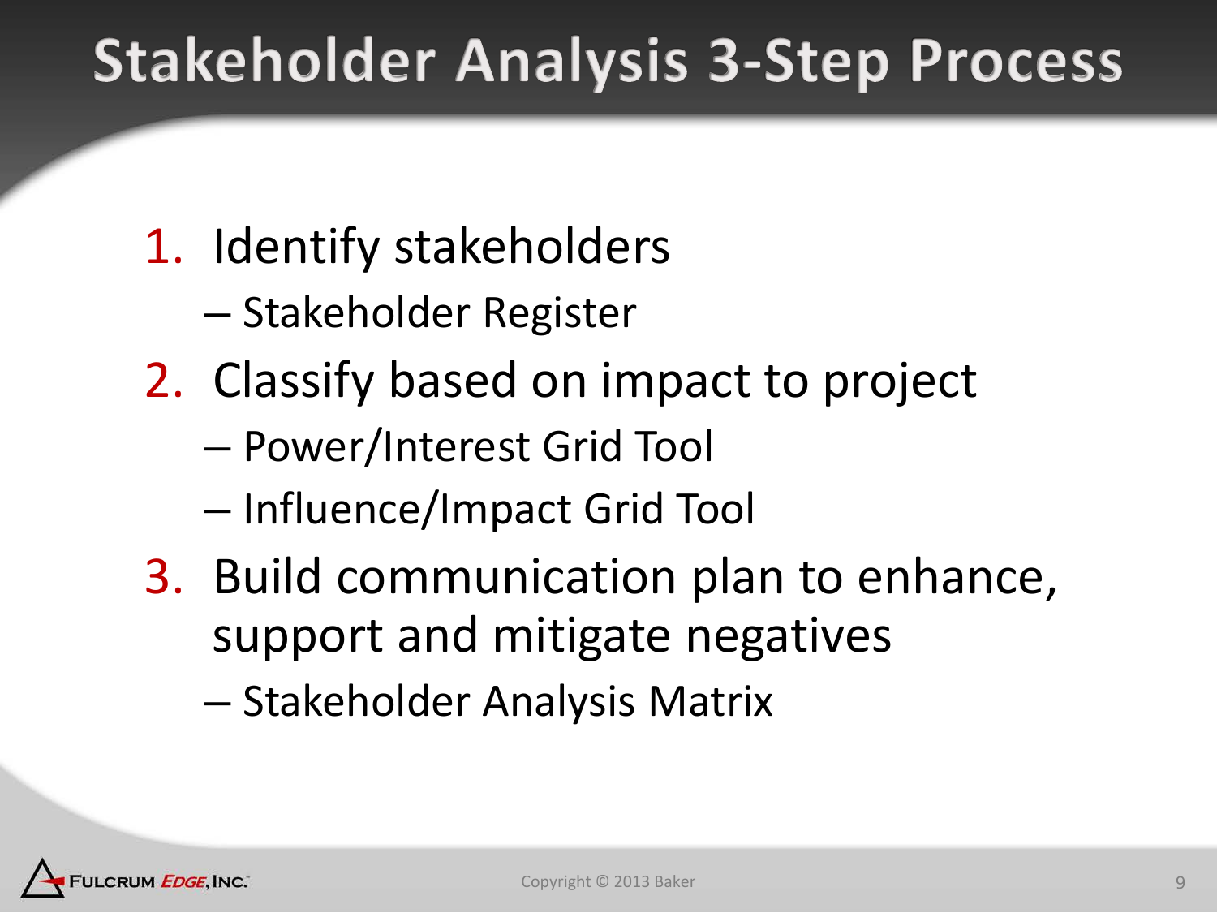# Stakeholder Analysis 3-Step Process

1. Identify stakeholders
   - Stakeholder Register
2. Classify based on impact to project
   - Power/Interest Grid Tool
   - Influence/Impact Grid Tool
3. Build communication plan to enhance, support and mitigate negatives
   - Stakeholder Analysis Matrix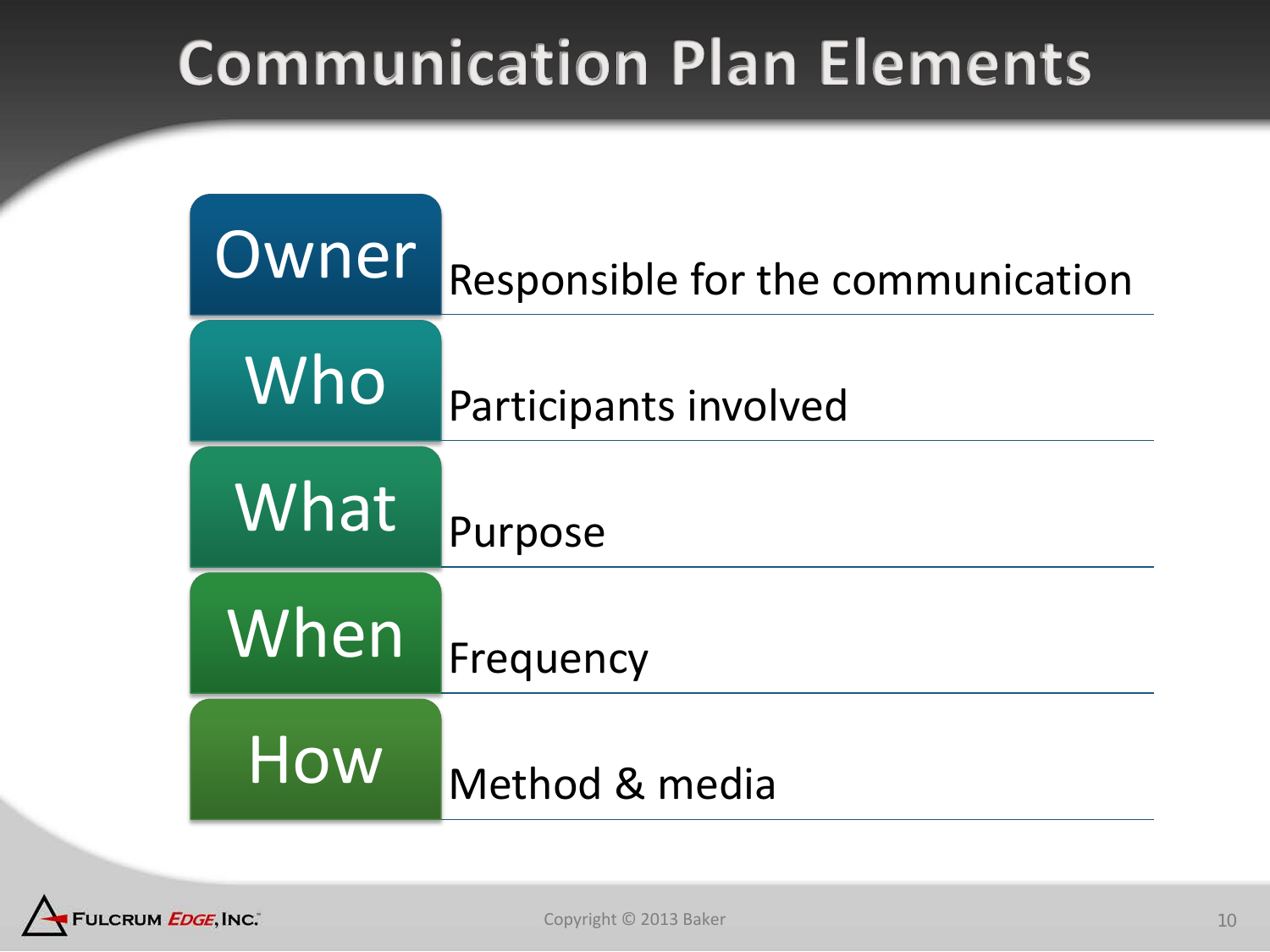# Communication Plan Elements

| | |
|---|---|
| **Owner** | Responsible for the communication |
| **Who** | Participants involved |
| **What** | Purpose |
| **When** | Frequency |
| **How** | Method & media |

Copyright © 2013 Baker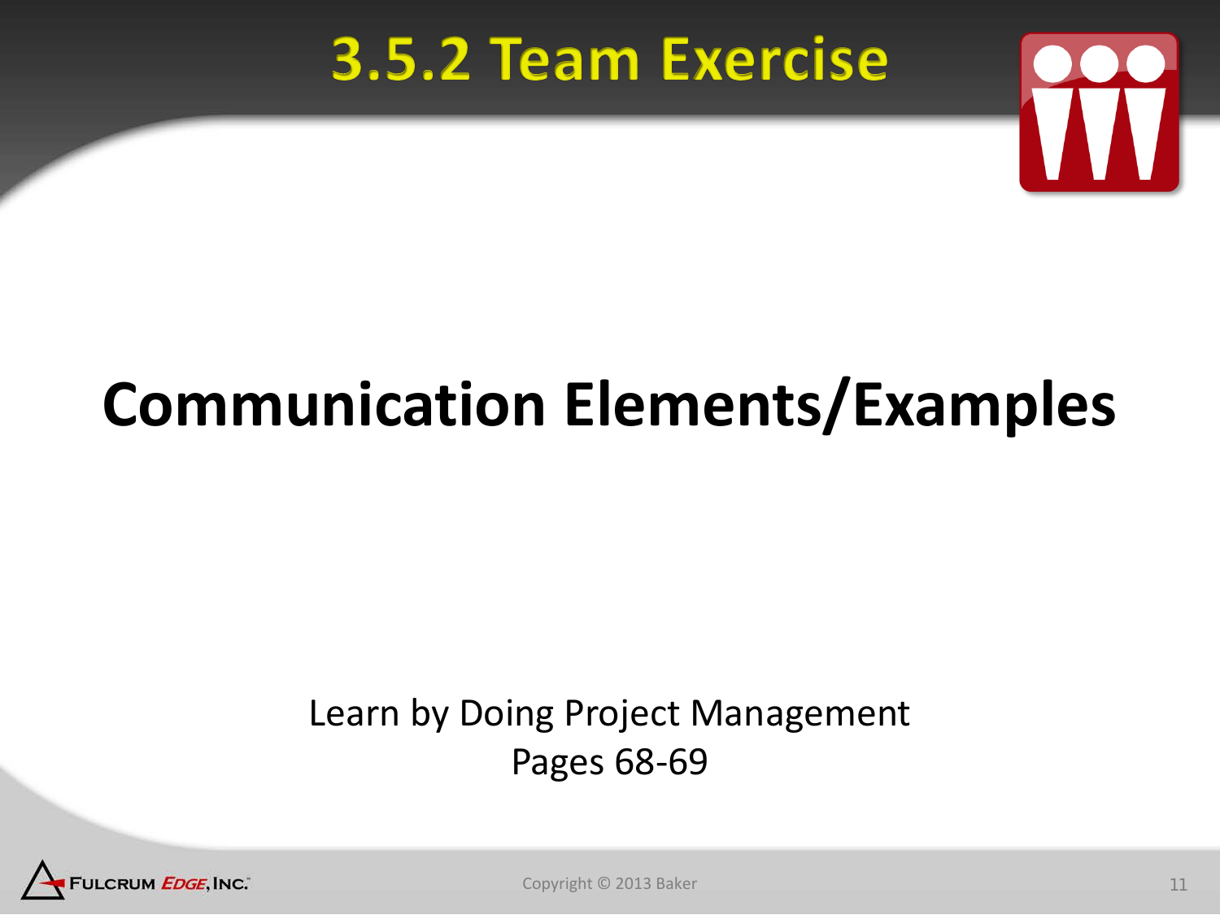# 3.5.2 Team Exercise

## Communication Elements/Examples

Learn by Doing Project Management
Pages 68-69